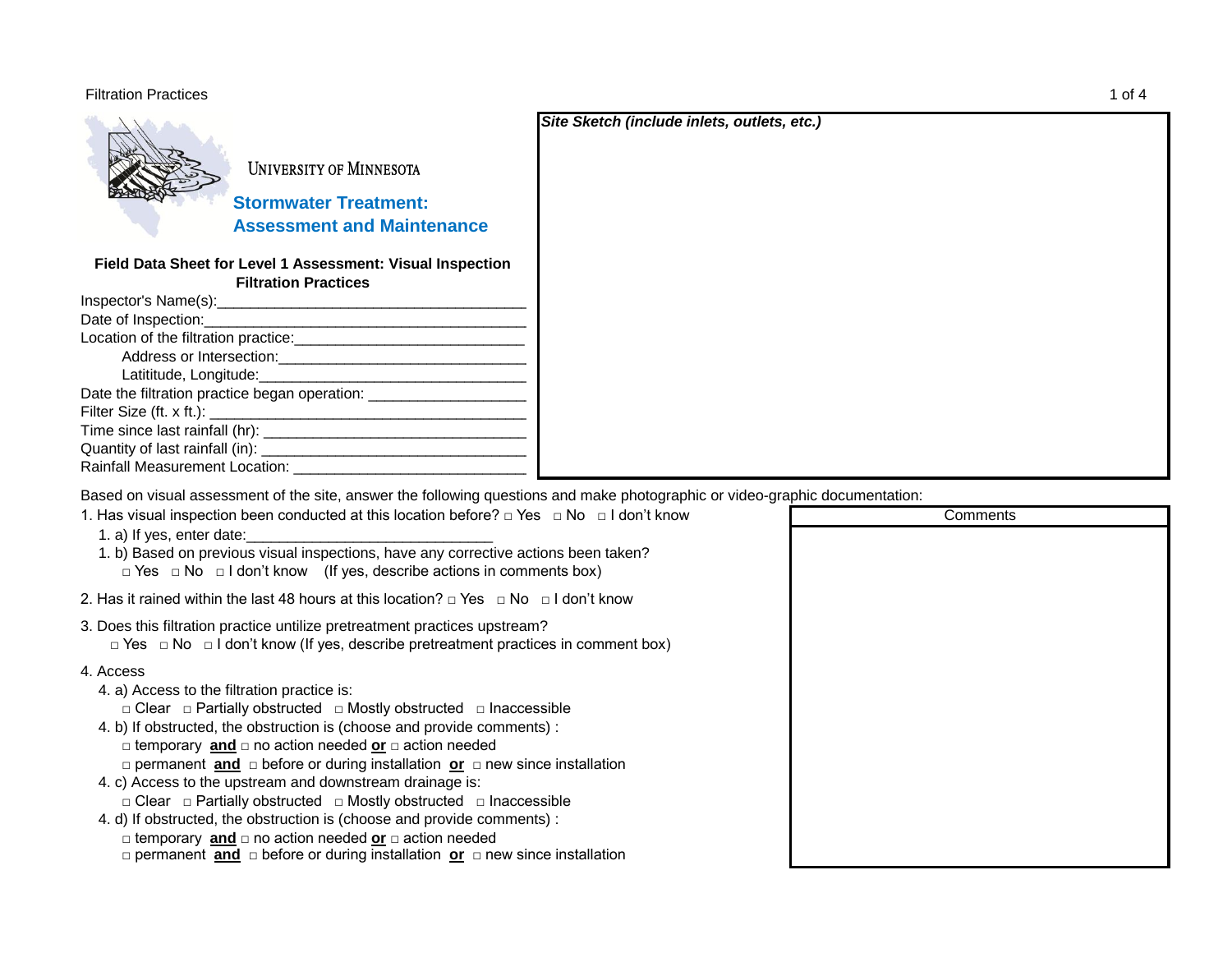UNIVERSITY OF MINNESOTA

**Stormwater Treatment: Assessment and Maintenance**

**Field Data Sheet for Level 1 Assessment: Visual Inspection**
**Filtration Practices**

Inspector's Name(s):_____________________________________

Date of Inspection:______________________________________

Location of the filtration practice:___________________________

Address or Intersection:_____________________________

Latititude, Longitude:_______________________________

Date the filtration practice began operation: __________________

Filter Size (ft. x ft.): _____________________________________

Time since last rainfall (hr): ________________________________

Quantity of last rainfall (in): _______________________________

Rainfall Measurement Location: ___________________________

***Site Sketch (include inlets, outlets, etc.)***

Based on visual assessment of the site, answer the following questions and make photographic or video-graphic documentation:

1. Has visual inspection been conducted at this location before? □ Yes □ No □ I don't know
   1. a) If yes, enter date:______________________________
   1. b) Based on previous visual inspections, have any corrective actions been taken?
      □ Yes □ No □ I don't know (If yes, describe actions in comments box)

2. Has it rained within the last 48 hours at this location? □ Yes □ No □ I don't know

3. Does this filtration practice untilize pretreatment practices upstream?
   □ Yes □ No □ I don't know (If yes, describe pretreatment practices in comment box)

4. Access
   4. a) Access to the filtration practice is:
      □ Clear □ Partially obstructed □ Mostly obstructed □ Inaccessible
   4. b) If obstructed, the obstruction is (choose and provide comments) :
      □ temporary **and** □ no action needed **or** □ action needed
      □ permanent **and** □ before or during installation **or** □ new since installation
   4. c) Access to the upstream and downstream drainage is:
      □ Clear □ Partially obstructed □ Mostly obstructed □ Inaccessible
   4. d) If obstructed, the obstruction is (choose and provide comments) :
      □ temporary **and** □ no action needed **or** □ action needed
      □ permanent **and** □ before or during installation **or** □ new since installation

| Comments |
|---|
| |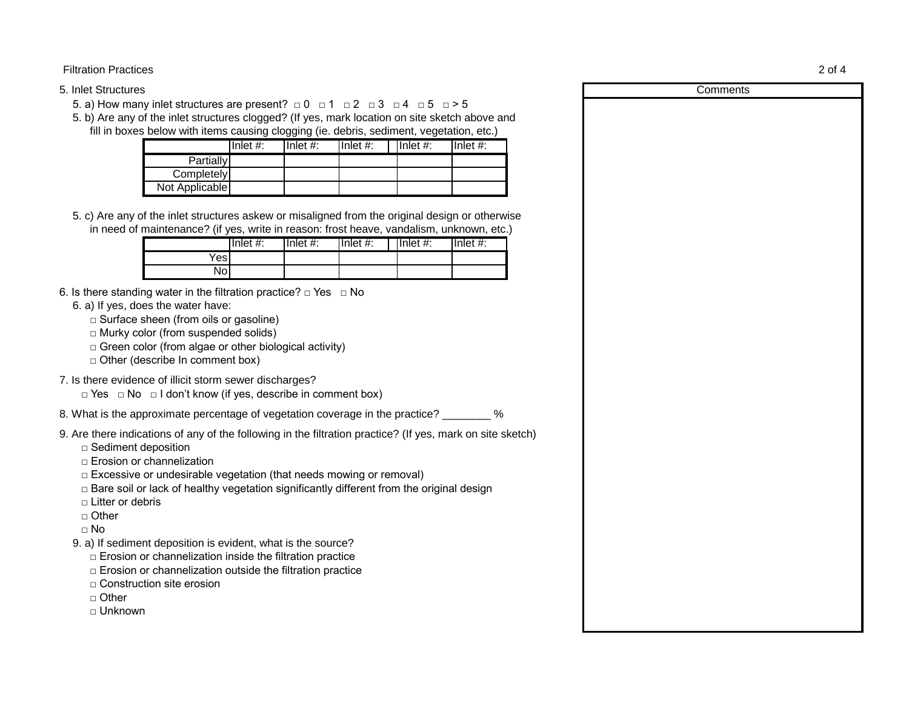Filtration Practices

5. Inlet Structures

5. a) How many inlet structures are present? □ 0 □ 1 □ 2 □ 3 □ 4 □ 5 □ > 5

5. b) Are any of the inlet structures clogged? (If yes, mark location on site sketch above and fill in boxes below with items causing clogging (ie. debris, sediment, vegetation, etc.)

| | Inlet #: | Inlet #: | Inlet #: | Inlet #: | Inlet #: |
|---|---|---|---|---|---|
| Partially | | | | | |
| Completely | | | | | |
| Not Applicable | | | | | |

5. c) Are any of the inlet structures askew or misaligned from the original design or otherwise in need of maintenance? (if yes, write in reason: frost heave, vandalism, unknown, etc.)

| | Inlet #: | Inlet #: | Inlet #: | Inlet #: | Inlet #: |
|---|---|---|---|---|---|
| Yes | | | | | |
| No | | | | | |

6. Is there standing water in the filtration practice? □ Yes □ No

6. a) If yes, does the water have:

- □ Surface sheen (from oils or gasoline)
- □ Murky color (from suspended solids)
- □ Green color (from algae or other biological activity)
- □ Other (describe In comment box)

7. Is there evidence of illicit storm sewer discharges?

□ Yes □ No □ I don't know (if yes, describe in comment box)

8. What is the approximate percentage of vegetation coverage in the practice? ________ %

9. Are there indications of any of the following in the filtration practice? (If yes, mark on site sketch)

- □ Sediment deposition
- □ Erosion or channelization
- □ Excessive or undesirable vegetation (that needs mowing or removal)
- □ Bare soil or lack of healthy vegetation significantly different from the original design
- □ Litter or debris
- □ Other
- □ No

9. a) If sediment deposition is evident, what is the source?

- □ Erosion or channelization inside the filtration practice
- □ Erosion or channelization outside the filtration practice
- □ Construction site erosion
- □ Other
- □ Unknown

| Comments |
|---|
| |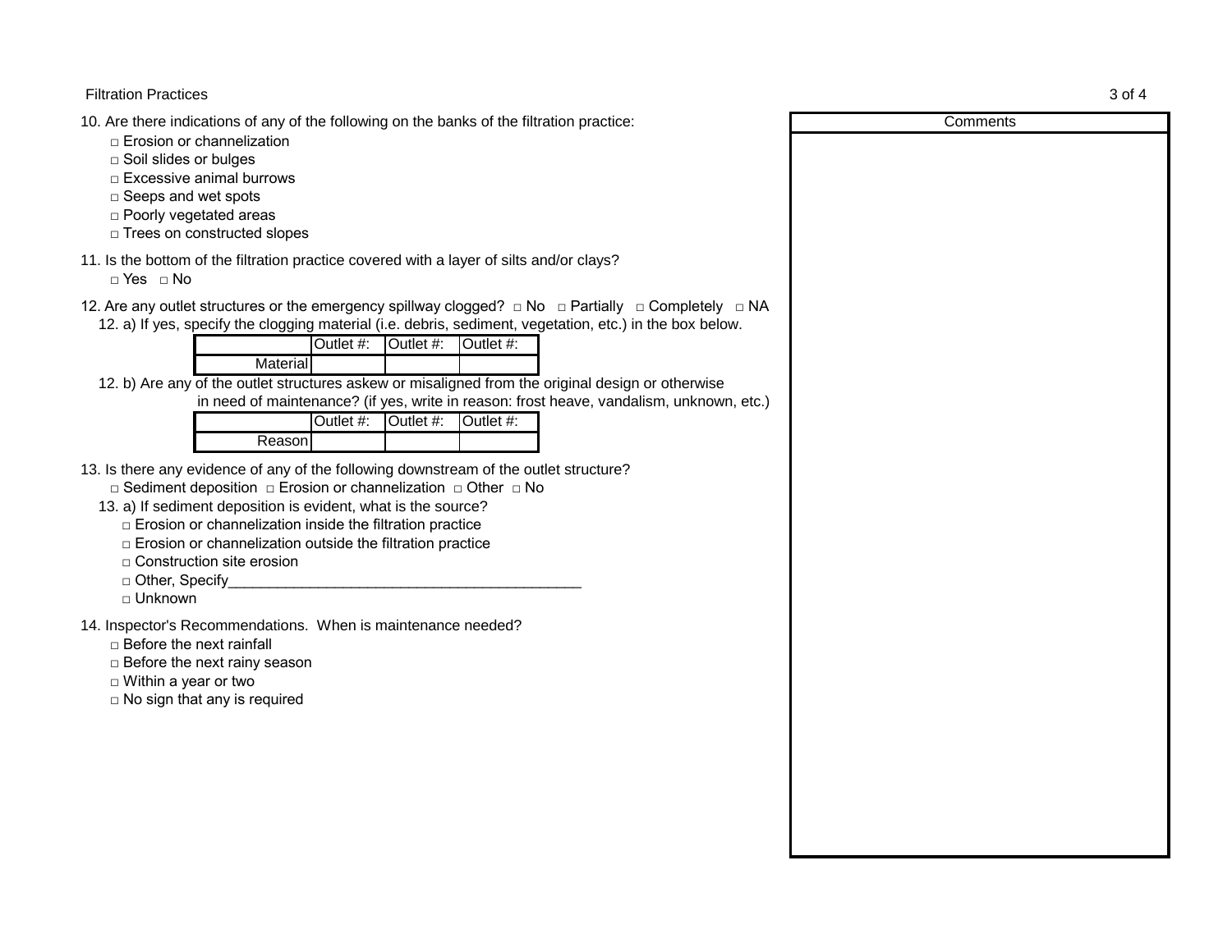10. Are there indications of any of the following on the banks of the filtration practice:
   - □ Erosion or channelization
   - □ Soil slides or bulges
   - □ Excessive animal burrows
   - □ Seeps and wet spots
   - □ Poorly vegetated areas
   - □ Trees on constructed slopes

11. Is the bottom of the filtration practice covered with a layer of silts and/or clays?
   □ Yes □ No

12. Are any outlet structures or the emergency spillway clogged? □ No □ Partially □ Completely □ NA

   12. a) If yes, specify the clogging material (i.e. debris, sediment, vegetation, etc.) in the box below.

| | Outlet #: | Outlet #: | Outlet #: |
|---|---|---|---|
| Material | | | |

   12. b) Are any of the outlet structures askew or misaligned from the original design or otherwise in need of maintenance? (if yes, write in reason: frost heave, vandalism, unknown, etc.)

| | Outlet #: | Outlet #: | Outlet #: |
|---|---|---|---|
| Reason | | | |

13. Is there any evidence of any of the following downstream of the outlet structure?
   □ Sediment deposition □ Erosion or channelization □ Other □ No

   13. a) If sediment deposition is evident, what is the source?
   - □ Erosion or channelization inside the filtration practice
   - □ Erosion or channelization outside the filtration practice
   - □ Construction site erosion
   - □ Other, Specify___________________________________________
   - □ Unknown

14. Inspector's Recommendations. When is maintenance needed?
   - □ Before the next rainfall
   - □ Before the next rainy season
   - □ Within a year or two
   - □ No sign that any is required

| Comments |
|---|
| |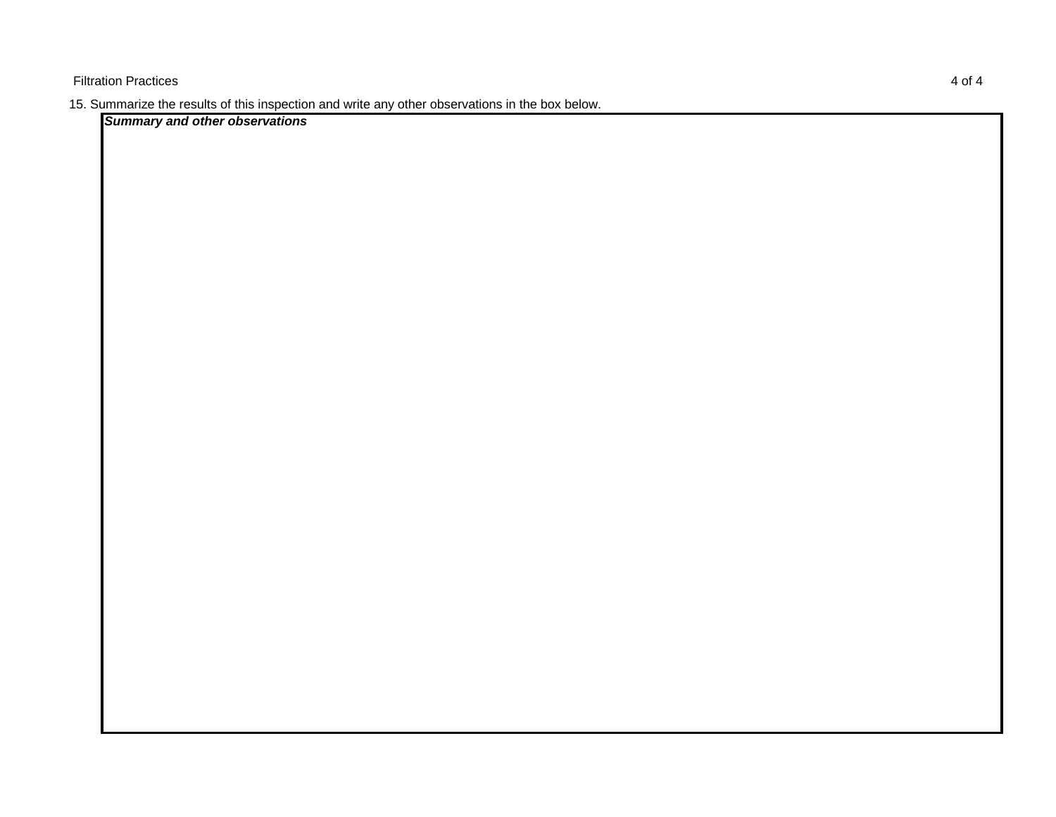15. Summarize the results of this inspection and write any other observations in the box below.

| ***Summary and other observations*** |
| --- |
| |